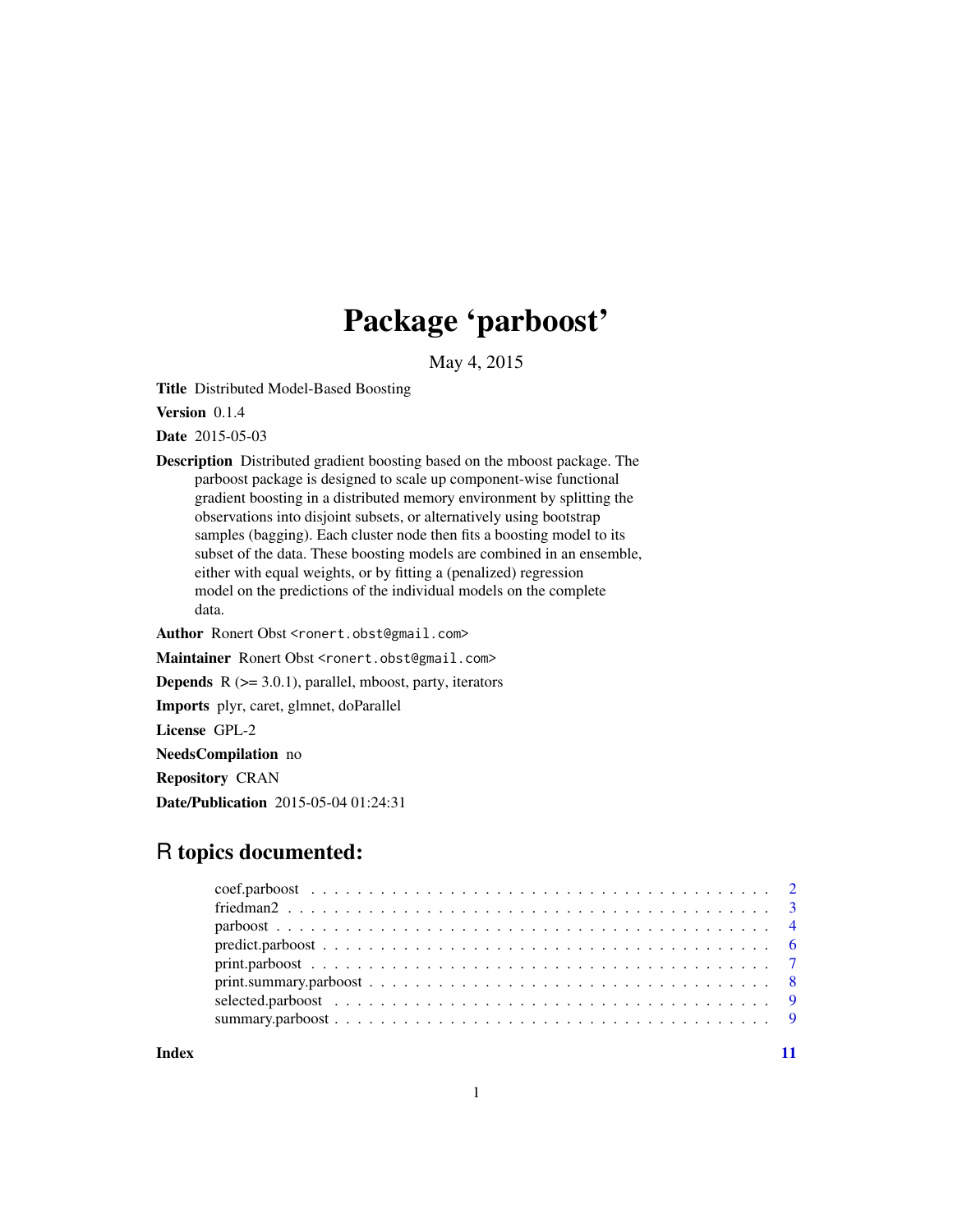# Package 'parboost'

May 4, 2015

**Title** Distributed Model-Based Boosting

**Version** 0.1.4

**Date** 2015-05-03

**Description** Distributed gradient boosting based on the mboost package. The parboost package is designed to scale up component-wise functional gradient boosting in a distributed memory environment by splitting the observations into disjoint subsets, or alternatively using bootstrap samples (bagging). Each cluster node then fits a boosting model to its subset of the data. These boosting models are combined in an ensemble, either with equal weights, or by fitting a (penalized) regression model on the predictions of the individual models on the complete data.

**Author** Ronert Obst <ronert.obst@gmail.com>

**Maintainer** Ronert Obst <ronert.obst@gmail.com>

**Depends** R (>= 3.0.1), parallel, mboost, party, iterators

**Imports** plyr, caret, glmnet, doParallel

**License** GPL-2

**NeedsCompilation** no

**Repository** CRAN

**Date/Publication** 2015-05-04 01:24:31

## R topics documented:

| | |
|---|---|
| coef.parboost | 2 |
| friedman2 | 3 |
| parboost | 4 |
| predict.parboost | 6 |
| print.parboost | 7 |
| print.summary.parboost | 8 |
| selected.parboost | 9 |
| summary.parboost | 9 |
| **Index** | 11 |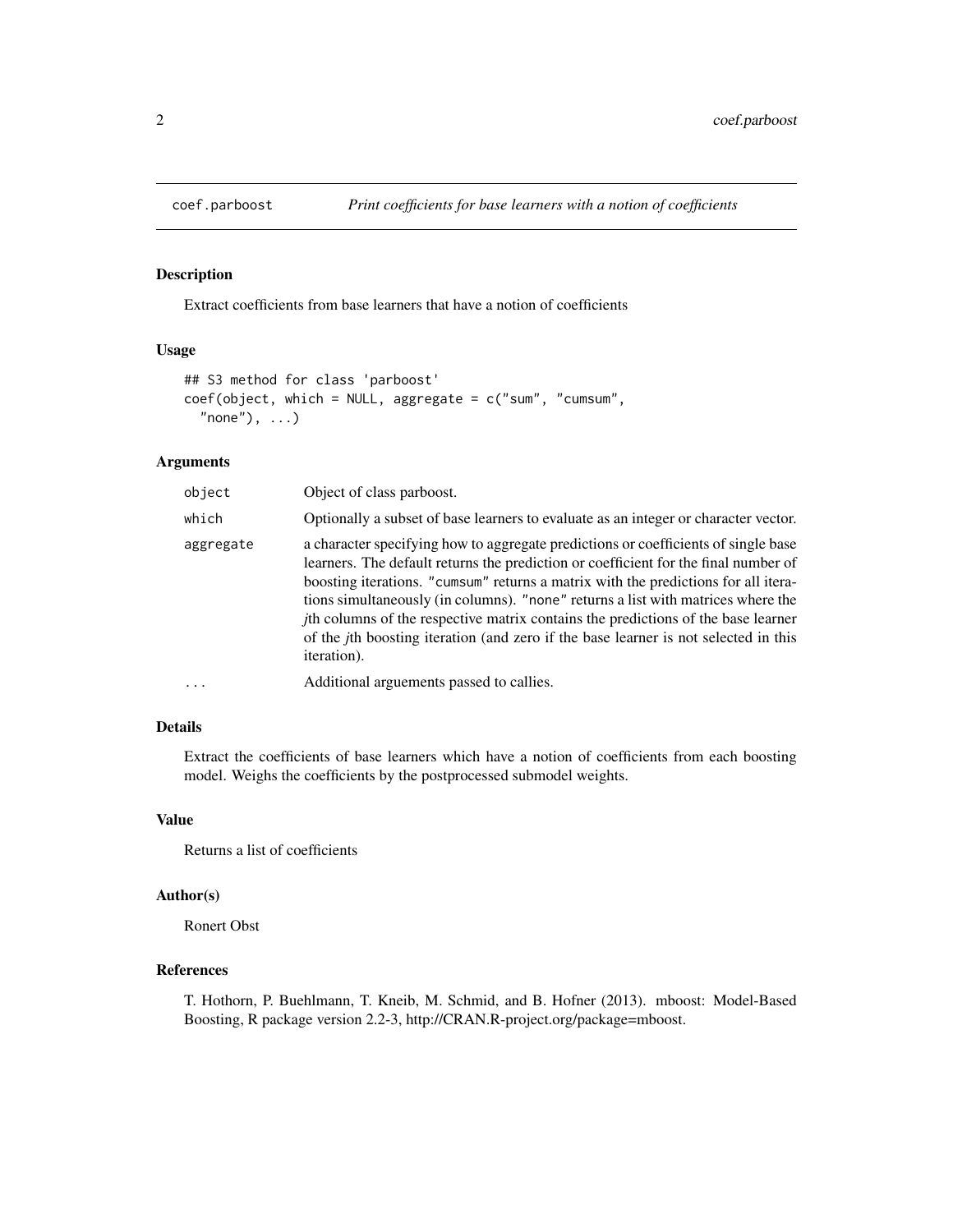coef.parboost — *Print coefficients for base learners with a notion of coefficients*

## Description

Extract coefficients from base learners that have a notion of coefficients

## Usage

```
## S3 method for class 'parboost'
coef(object, which = NULL, aggregate = c("sum", "cumsum",
  "none"), ...)
```

## Arguments

| | |
|---|---|
| `object` | Object of class parboost. |
| `which` | Optionally a subset of base learners to evaluate as an integer or character vector. |
| `aggregate` | a character specifying how to aggregate predictions or coefficients of single base learners. The default returns the prediction or coefficient for the final number of boosting iterations. `"cumsum"` returns a matrix with the predictions for all iterations simultaneously (in columns). `"none"` returns a list with matrices where the *j*th columns of the respective matrix contains the predictions of the base learner of the *j*th boosting iteration (and zero if the base learner is not selected in this iteration). |
| `...` | Additional arguements passed to callies. |

## Details

Extract the coefficients of base learners which have a notion of coefficients from each boosting model. Weighs the coefficients by the postprocessed submodel weights.

## Value

Returns a list of coefficients

## Author(s)

Ronert Obst

## References

T. Hothorn, P. Buehlmann, T. Kneib, M. Schmid, and B. Hofner (2013). mboost: Model-Based Boosting, R package version 2.2-3, http://CRAN.R-project.org/package=mboost.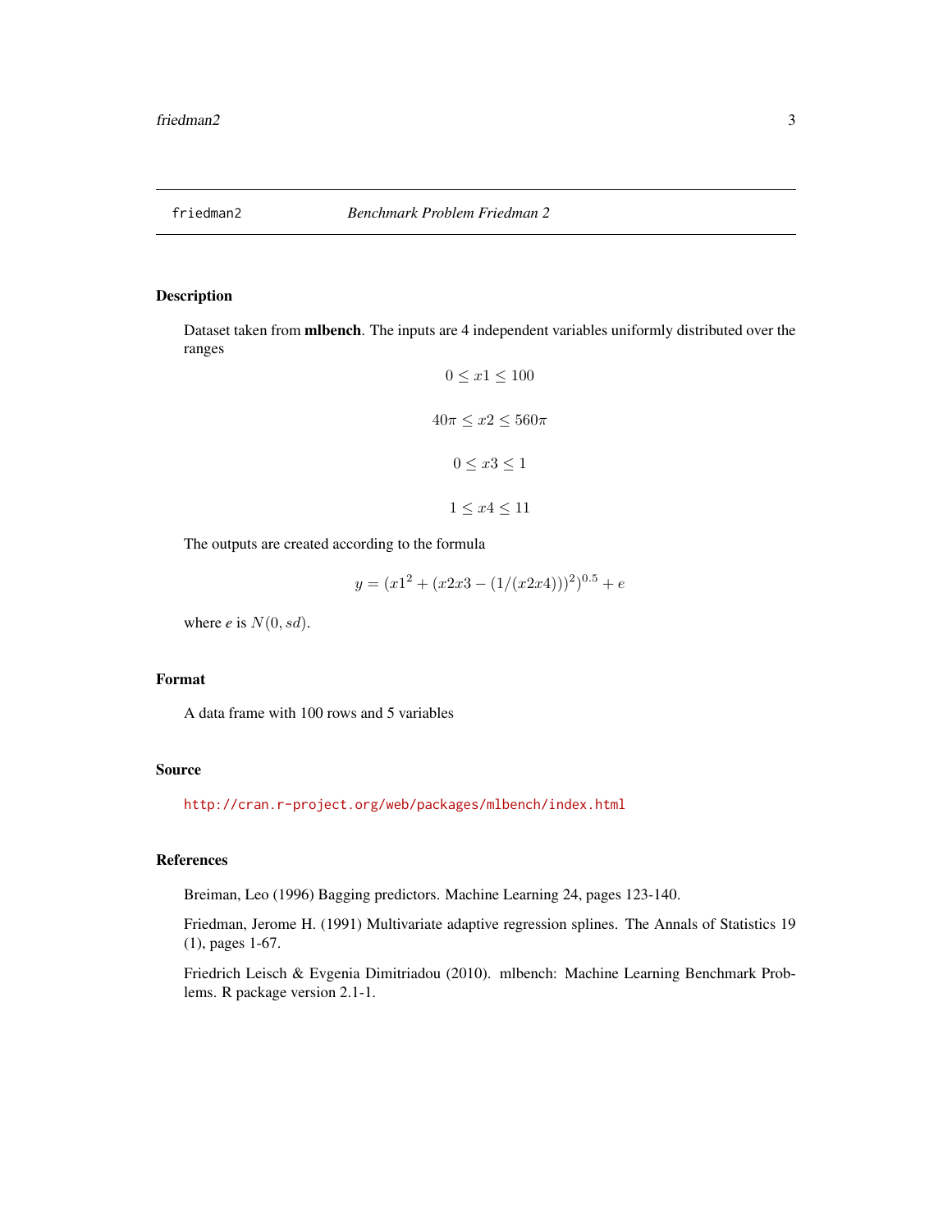`friedman2` *Benchmark Problem Friedman 2*

## Description

Dataset taken from **mlbench**. The inputs are 4 independent variables uniformly distributed over the ranges

$$0 \leq x1 \leq 100$$

$$40\pi \leq x2 \leq 560\pi$$

$$0 \leq x3 \leq 1$$

$$1 \leq x4 \leq 11$$

The outputs are created according to the formula

$$y = (x1^2 + (x2x3 - (1/(x2x4)))^2)^{0.5} + e$$

where *e* is $N(0, sd)$.

## Format

A data frame with 100 rows and 5 variables

## Source

http://cran.r-project.org/web/packages/mlbench/index.html

## References

Breiman, Leo (1996) Bagging predictors. Machine Learning 24, pages 123-140.

Friedman, Jerome H. (1991) Multivariate adaptive regression splines. The Annals of Statistics 19 (1), pages 1-67.

Friedrich Leisch & Evgenia Dimitriadou (2010). mlbench: Machine Learning Benchmark Problems. R package version 2.1-1.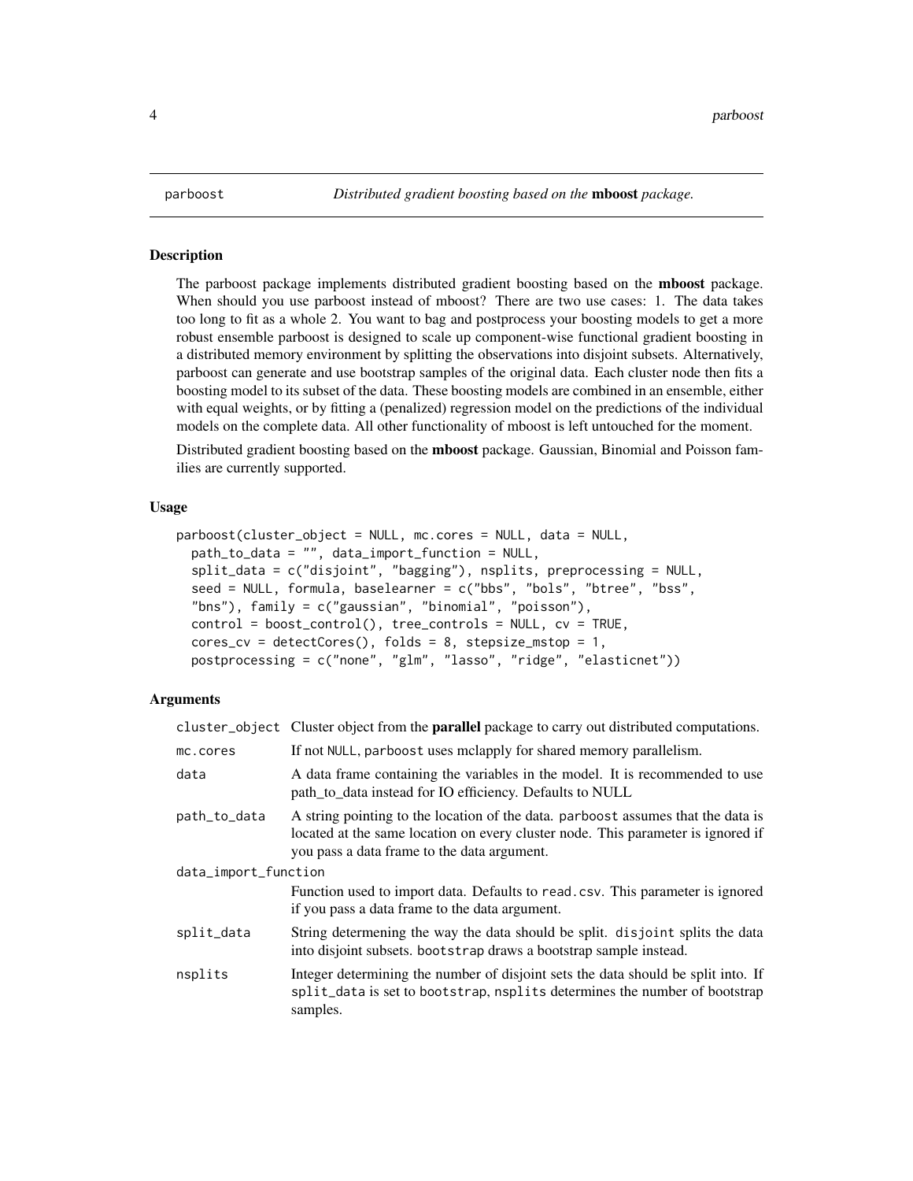## parboost — *Distributed gradient boosting based on the **mboost** package.*

### Description

The parboost package implements distributed gradient boosting based on the **mboost** package. When should you use parboost instead of mboost? There are two use cases: 1. The data takes too long to fit as a whole 2. You want to bag and postprocess your boosting models to get a more robust ensemble parboost is designed to scale up component-wise functional gradient boosting in a distributed memory environment by splitting the observations into disjoint subsets. Alternatively, parboost can generate and use bootstrap samples of the original data. Each cluster node then fits a boosting model to its subset of the data. These boosting models are combined in an ensemble, either with equal weights, or by fitting a (penalized) regression model on the predictions of the individual models on the complete data. All other functionality of mboost is left untouched for the moment.

Distributed gradient boosting based on the **mboost** package. Gaussian, Binomial and Poisson families are currently supported.

### Usage

```
parboost(cluster_object = NULL, mc.cores = NULL, data = NULL,
  path_to_data = "", data_import_function = NULL,
  split_data = c("disjoint", "bagging"), nsplits, preprocessing = NULL,
  seed = NULL, formula, baselearner = c("bbs", "bols", "btree", "bss",
  "bns"), family = c("gaussian", "binomial", "poisson"),
  control = boost_control(), tree_controls = NULL, cv = TRUE,
  cores_cv = detectCores(), folds = 8, stepsize_mstop = 1,
  postprocessing = c("none", "glm", "lasso", "ridge", "elasticnet"))
```

### Arguments

| | |
|---|---|
| `cluster_object` | Cluster object from the **parallel** package to carry out distributed computations. |
| `mc.cores` | If not `NULL`, `parboost` uses mclapply for shared memory parallelism. |
| `data` | A data frame containing the variables in the model. It is recommended to use path_to_data instead for IO efficiency. Defaults to NULL |
| `path_to_data` | A string pointing to the location of the data. `parboost` assumes that the data is located at the same location on every cluster node. This parameter is ignored if you pass a data frame to the data argument. |
| `data_import_function` | Function used to import data. Defaults to `read.csv`. This parameter is ignored if you pass a data frame to the data argument. |
| `split_data` | String determening the way the data should be split. `disjoint` splits the data into disjoint subsets. `bootstrap` draws a bootstrap sample instead. |
| `nsplits` | Integer determining the number of disjoint sets the data should be split into. If `split_data` is set to `bootstrap`, `nsplits` determines the number of bootstrap samples. |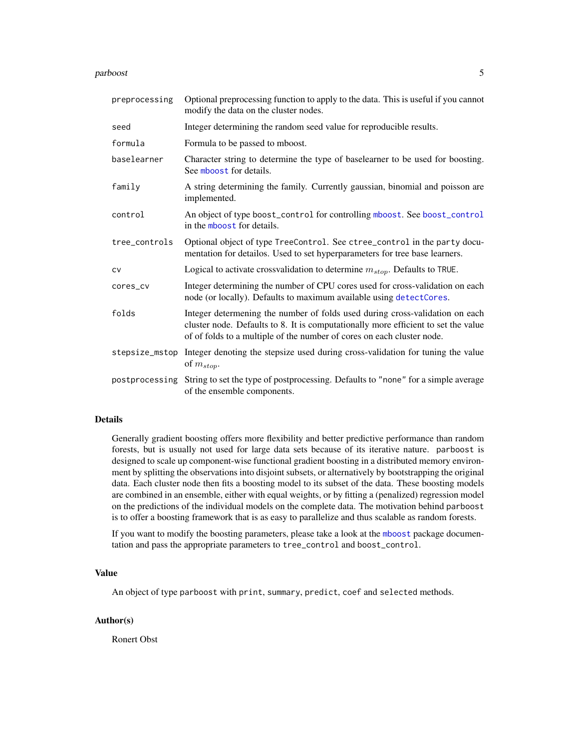| | |
|---|---|
| `preprocessing` | Optional preprocessing function to apply to the data. This is useful if you cannot modify the data on the cluster nodes. |
| `seed` | Integer determining the random seed value for reproducible results. |
| `formula` | Formula to be passed to mboost. |
| `baselearner` | Character string to determine the type of baselearner to be used for boosting. See `mboost` for details. |
| `family` | A string determining the family. Currently gaussian, binomial and poisson are implemented. |
| `control` | An object of type `boost_control` for controlling `mboost`. See `boost_control` in the `mboost` for details. |
| `tree_controls` | Optional object of type `TreeControl`. See `ctree_control` in the `party` documentation for detailos. Used to set hyperparameters for tree base learners. |
| `cv` | Logical to activate crossvalidation to determine $m_{stop}$. Defaults to `TRUE`. |
| `cores_cv` | Integer determining the number of CPU cores used for cross-validation on each node (or locally). Defaults to maximum available using `detectCores`. |
| `folds` | Integer determening the number of folds used during cross-validation on each cluster node. Defaults to 8. It is computationally more efficient to set the value of of folds to a multiple of the number of cores on each cluster node. |
| `stepsize_mstop` | Integer denoting the stepsize used during cross-validation for tuning the value of $m_{stop}$. |
| `postprocessing` | String to set the type of postprocessing. Defaults to `"none"` for a simple average of the ensemble components. |

## Details

Generally gradient boosting offers more flexibility and better predictive performance than random forests, but is usually not used for large data sets because of its iterative nature. `parboost` is designed to scale up component-wise functional gradient boosting in a distributed memory environment by splitting the observations into disjoint subsets, or alternatively by bootstrapping the original data. Each cluster node then fits a boosting model to its subset of the data. These boosting models are combined in an ensemble, either with equal weights, or by fitting a (penalized) regression model on the predictions of the individual models on the complete data. The motivation behind `parboost` is to offer a boosting framework that is as easy to parallelize and thus scalable as random forests.

If you want to modify the boosting parameters, please take a look at the `mboost` package documentation and pass the appropriate parameters to `tree_control` and `boost_control`.

## Value

An object of type `parboost` with `print`, `summary`, `predict`, `coef` and `selected` methods.

## Author(s)

Ronert Obst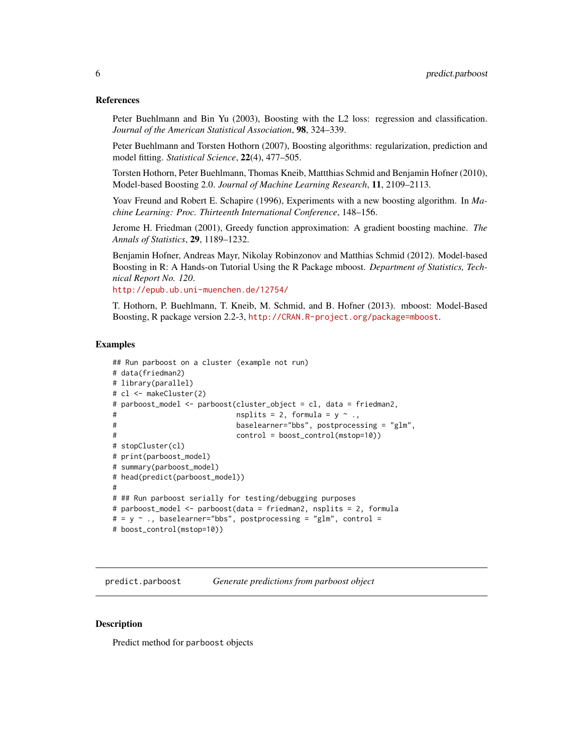### References

Peter Buehlmann and Bin Yu (2003), Boosting with the L2 loss: regression and classification. *Journal of the American Statistical Association*, **98**, 324–339.

Peter Buehlmann and Torsten Hothorn (2007), Boosting algorithms: regularization, prediction and model fitting. *Statistical Science*, **22**(4), 477–505.

Torsten Hothorn, Peter Buehlmann, Thomas Kneib, Mattthias Schmid and Benjamin Hofner (2010), Model-based Boosting 2.0. *Journal of Machine Learning Research*, **11**, 2109–2113.

Yoav Freund and Robert E. Schapire (1996), Experiments with a new boosting algorithm. In *Machine Learning: Proc. Thirteenth International Conference*, 148–156.

Jerome H. Friedman (2001), Greedy function approximation: A gradient boosting machine. *The Annals of Statistics*, **29**, 1189–1232.

Benjamin Hofner, Andreas Mayr, Nikolay Robinzonov and Matthias Schmid (2012). Model-based Boosting in R: A Hands-on Tutorial Using the R Package mboost. *Department of Statistics, Technical Report No. 120*.
http://epub.ub.uni-muenchen.de/12754/

T. Hothorn, P. Buehlmann, T. Kneib, M. Schmid, and B. Hofner (2013). mboost: Model-Based Boosting, R package version 2.2-3, http://CRAN.R-project.org/package=mboost.

### Examples

```
## Run parboost on a cluster (example not run)
# data(friedman2)
# library(parallel)
# cl <- makeCluster(2)
# parboost_model <- parboost(cluster_object = cl, data = friedman2,
#                            nsplits = 2, formula = y ~ .,
#                            baselearner="bbs", postprocessing = "glm",
#                            control = boost_control(mstop=10))
# stopCluster(cl)
# print(parboost_model)
# summary(parboost_model)
# head(predict(parboost_model))
#
# ## Run parboost serially for testing/debugging purposes
# parboost_model <- parboost(data = friedman2, nsplits = 2, formula
# = y ~ ., baselearner="bbs", postprocessing = "glm", control =
# boost_control(mstop=10))
```

---

## predict.parboost — *Generate predictions from parboost object*

### Description

Predict method for parboost objects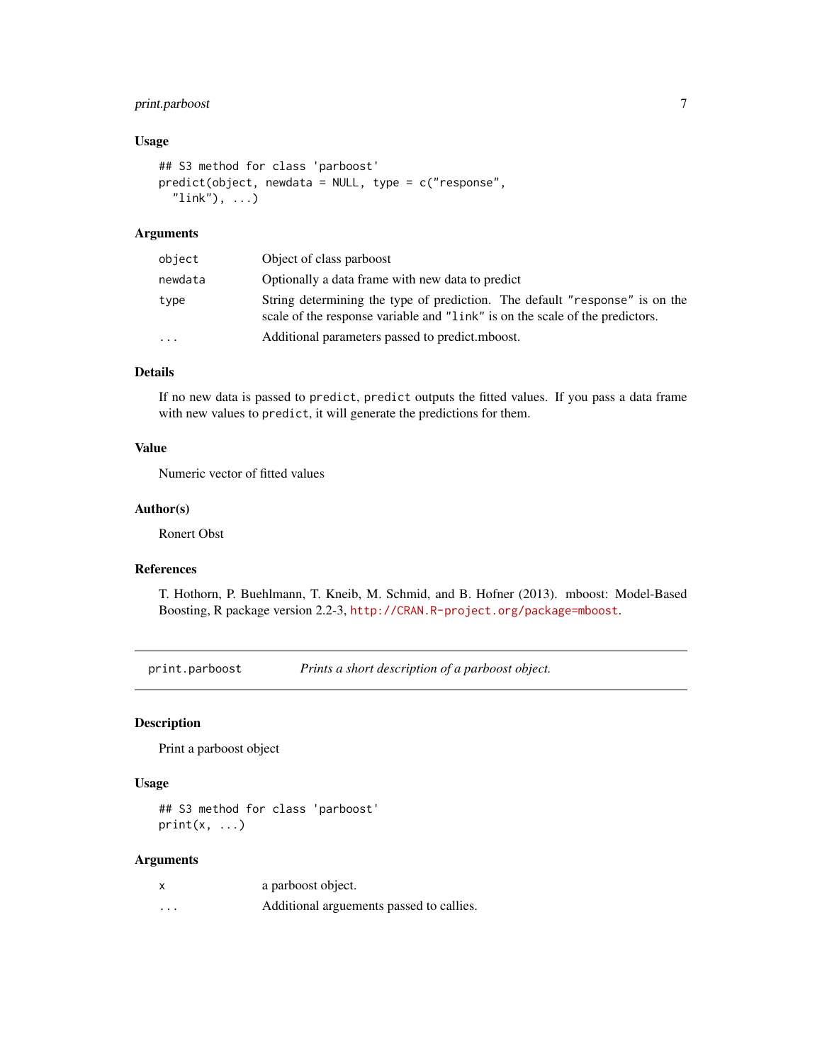## Usage

```
## S3 method for class 'parboost'
predict(object, newdata = NULL, type = c("response",
  "link"), ...)
```

## Arguments

| | |
|---|---|
| `object` | Object of class parboost |
| `newdata` | Optionally a data frame with new data to predict |
| `type` | String determining the type of prediction. The default `"response"` is on the scale of the response variable and `"link"` is on the scale of the predictors. |
| `...` | Additional parameters passed to predict.mboost. |

## Details

If no new data is passed to `predict`, `predict` outputs the fitted values. If you pass a data frame with new values to `predict`, it will generate the predictions for them.

## Value

Numeric vector of fitted values

## Author(s)

Ronert Obst

## References

T. Hothorn, P. Buehlmann, T. Kneib, M. Schmid, and B. Hofner (2013). mboost: Model-Based Boosting, R package version 2.2-3, http://CRAN.R-project.org/package=mboost.

---

# print.parboost — *Prints a short description of a parboost object.*

## Description

Print a parboost object

## Usage

```
## S3 method for class 'parboost'
print(x, ...)
```

## Arguments

| | |
|---|---|
| `x` | a parboost object. |
| `...` | Additional arguements passed to callies. |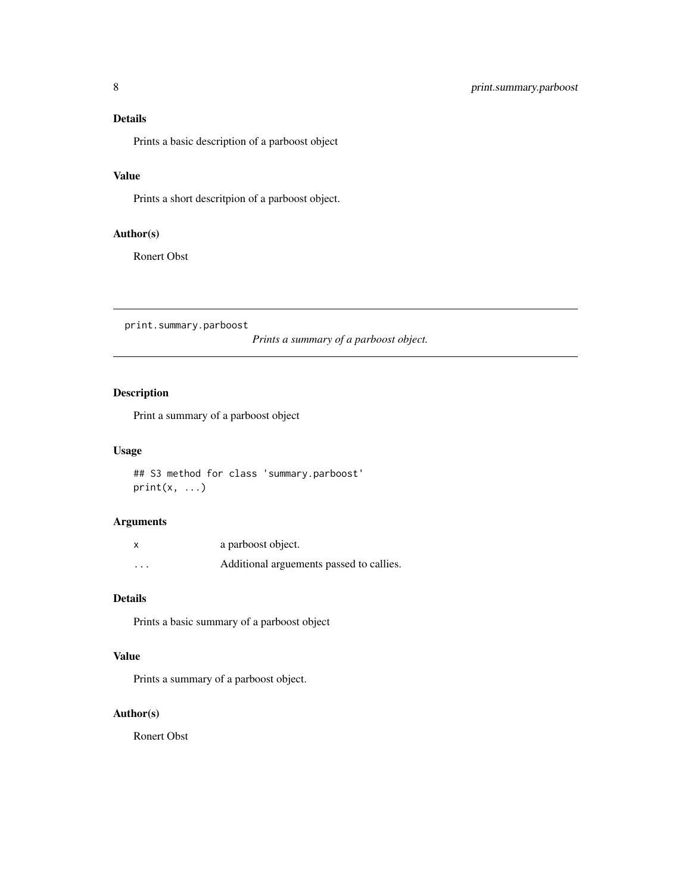## Details

Prints a basic description of a parboost object

## Value

Prints a short descritpion of a parboost object.

## Author(s)

Ronert Obst

---

# print.summary.parboost — *Prints a summary of a parboost object.*

---

## Description

Print a summary of a parboost object

## Usage

```
## S3 method for class 'summary.parboost'
print(x, ...)
```

## Arguments

| | |
|---|---|
| x | a parboost object. |
| ... | Additional arguements passed to callies. |

## Details

Prints a basic summary of a parboost object

## Value

Prints a summary of a parboost object.

## Author(s)

Ronert Obst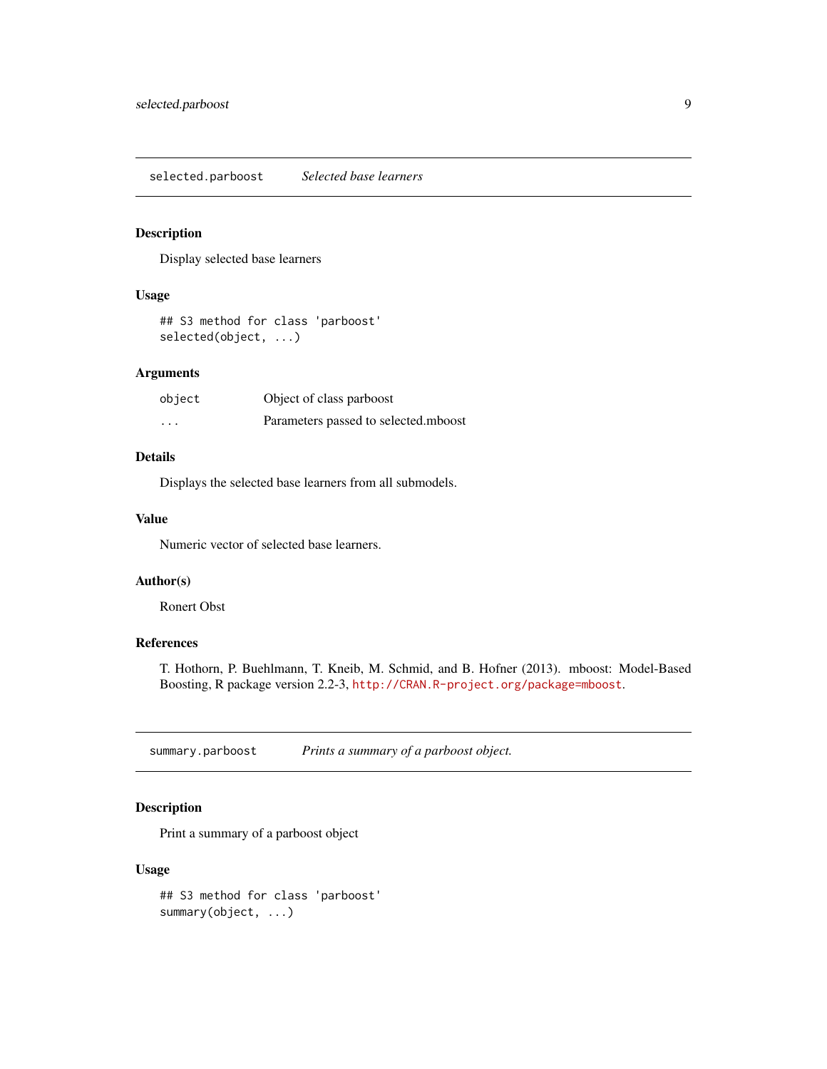## selected.parboost *Selected base learners*

### Description

Display selected base learners

### Usage

```
## S3 method for class 'parboost'
selected(object, ...)
```

### Arguments

| | |
|---|---|
| `object` | Object of class parboost |
| `...` | Parameters passed to selected.mboost |

### Details

Displays the selected base learners from all submodels.

### Value

Numeric vector of selected base learners.

### Author(s)

Ronert Obst

### References

T. Hothorn, P. Buehlmann, T. Kneib, M. Schmid, and B. Hofner (2013). mboost: Model-Based Boosting, R package version 2.2-3, http://CRAN.R-project.org/package=mboost.

## summary.parboost *Prints a summary of a parboost object.*

### Description

Print a summary of a parboost object

### Usage

```
## S3 method for class 'parboost'
summary(object, ...)
```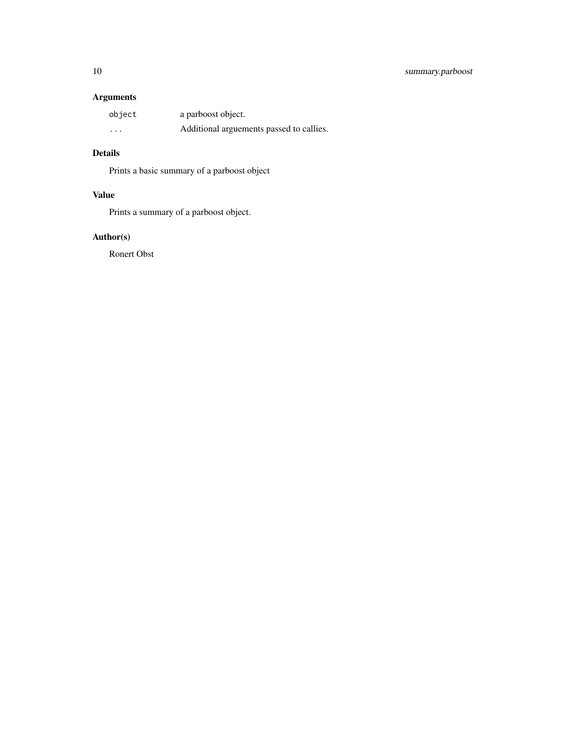## Arguments

| | |
|---|---|
| `object` | a parboost object. |
| `...` | Additional arguements passed to callies. |

## Details

Prints a basic summary of a parboost object

## Value

Prints a summary of a parboost object.

## Author(s)

Ronert Obst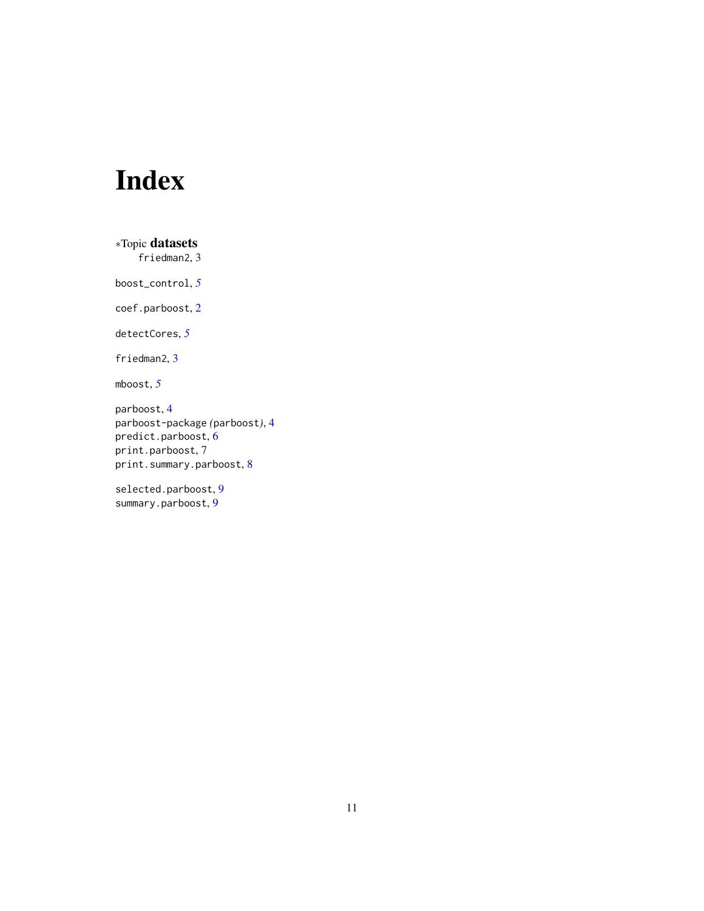# Index

*Topic **datasets**
    friedman2, 3

boost_control, *5*

coef.parboost, 2

detectCores, *5*

friedman2, 3

mboost, *5*

parboost, 4
parboost-package *(*parboost*)*, 4
predict.parboost, 6
print.parboost, 7
print.summary.parboost, 8

selected.parboost, 9
summary.parboost, 9